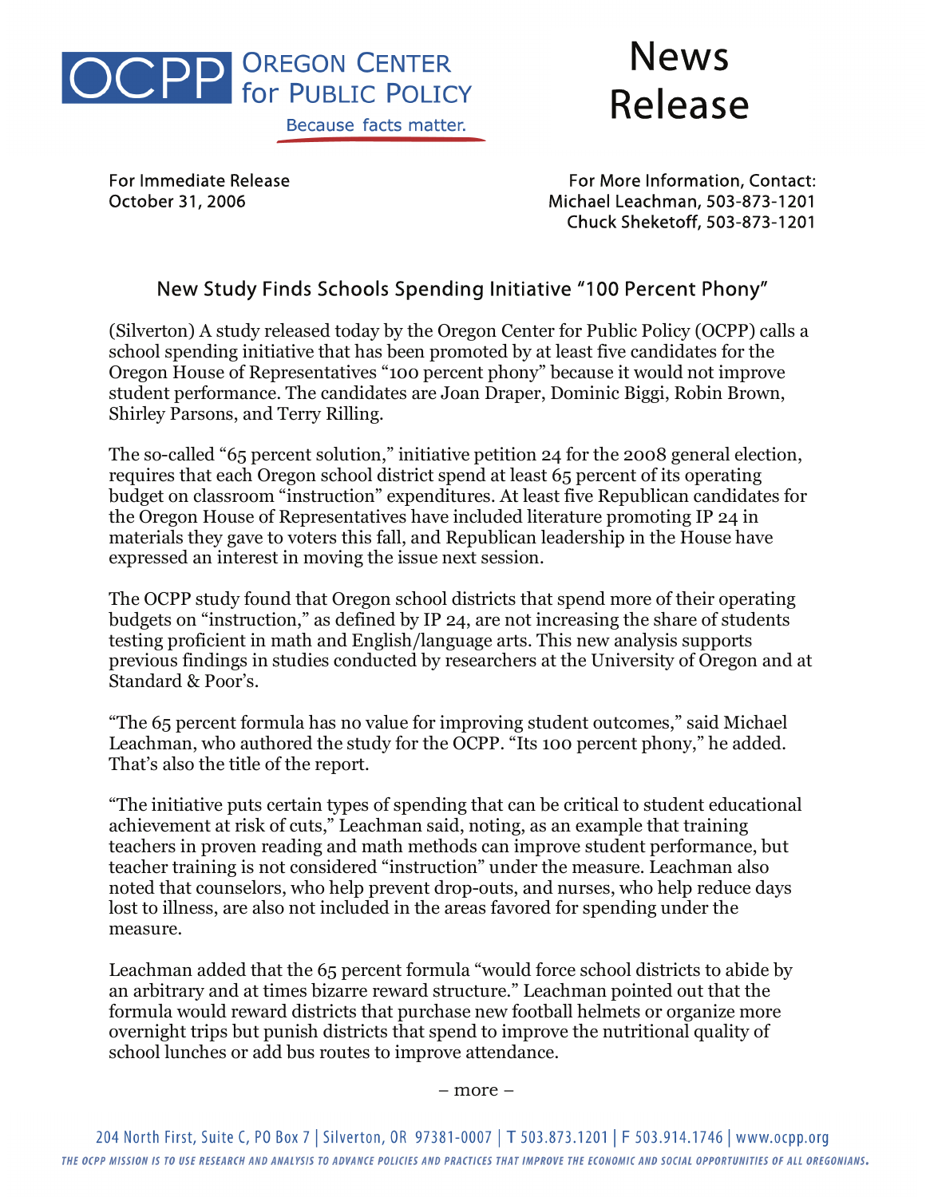OCPP OREGON CENTER for PUBLIC POLICY

Because facts matter.

# News Release

For Immediate Release
October 31, 2006

For More Information, Contact:
Michael Leachman, 503-873-1201
Chuck Sheketoff, 503-873-1201

## New Study Finds Schools Spending Initiative "100 Percent Phony"

(Silverton) A study released today by the Oregon Center for Public Policy (OCPP) calls a school spending initiative that has been promoted by at least five candidates for the Oregon House of Representatives "100 percent phony" because it would not improve student performance. The candidates are Joan Draper, Dominic Biggi, Robin Brown, Shirley Parsons, and Terry Rilling.

The so-called "65 percent solution," initiative petition 24 for the 2008 general election, requires that each Oregon school district spend at least 65 percent of its operating budget on classroom "instruction" expenditures. At least five Republican candidates for the Oregon House of Representatives have included literature promoting IP 24 in materials they gave to voters this fall, and Republican leadership in the House have expressed an interest in moving the issue next session.

The OCPP study found that Oregon school districts that spend more of their operating budgets on "instruction," as defined by IP 24, are not increasing the share of students testing proficient in math and English/language arts. This new analysis supports previous findings in studies conducted by researchers at the University of Oregon and at Standard & Poor's.

"The 65 percent formula has no value for improving student outcomes," said Michael Leachman, who authored the study for the OCPP. "Its 100 percent phony," he added. That's also the title of the report.

"The initiative puts certain types of spending that can be critical to student educational achievement at risk of cuts," Leachman said, noting, as an example that training teachers in proven reading and math methods can improve student performance, but teacher training is not considered "instruction" under the measure. Leachman also noted that counselors, who help prevent drop-outs, and nurses, who help reduce days lost to illness, are also not included in the areas favored for spending under the measure.

Leachman added that the 65 percent formula "would force school districts to abide by an arbitrary and at times bizarre reward structure." Leachman pointed out that the formula would reward districts that purchase new football helmets or organize more overnight trips but punish districts that spend to improve the nutritional quality of school lunches or add bus routes to improve attendance.

– more –

204 North First, Suite C, PO Box 7 | Silverton, OR 97381-0007 | T 503.873.1201 | F 503.914.1746 | www.ocpp.org

THE OCPP MISSION IS TO USE RESEARCH AND ANALYSIS TO ADVANCE POLICIES AND PRACTICES THAT IMPROVE THE ECONOMIC AND SOCIAL OPPORTUNITIES OF ALL OREGONIANS.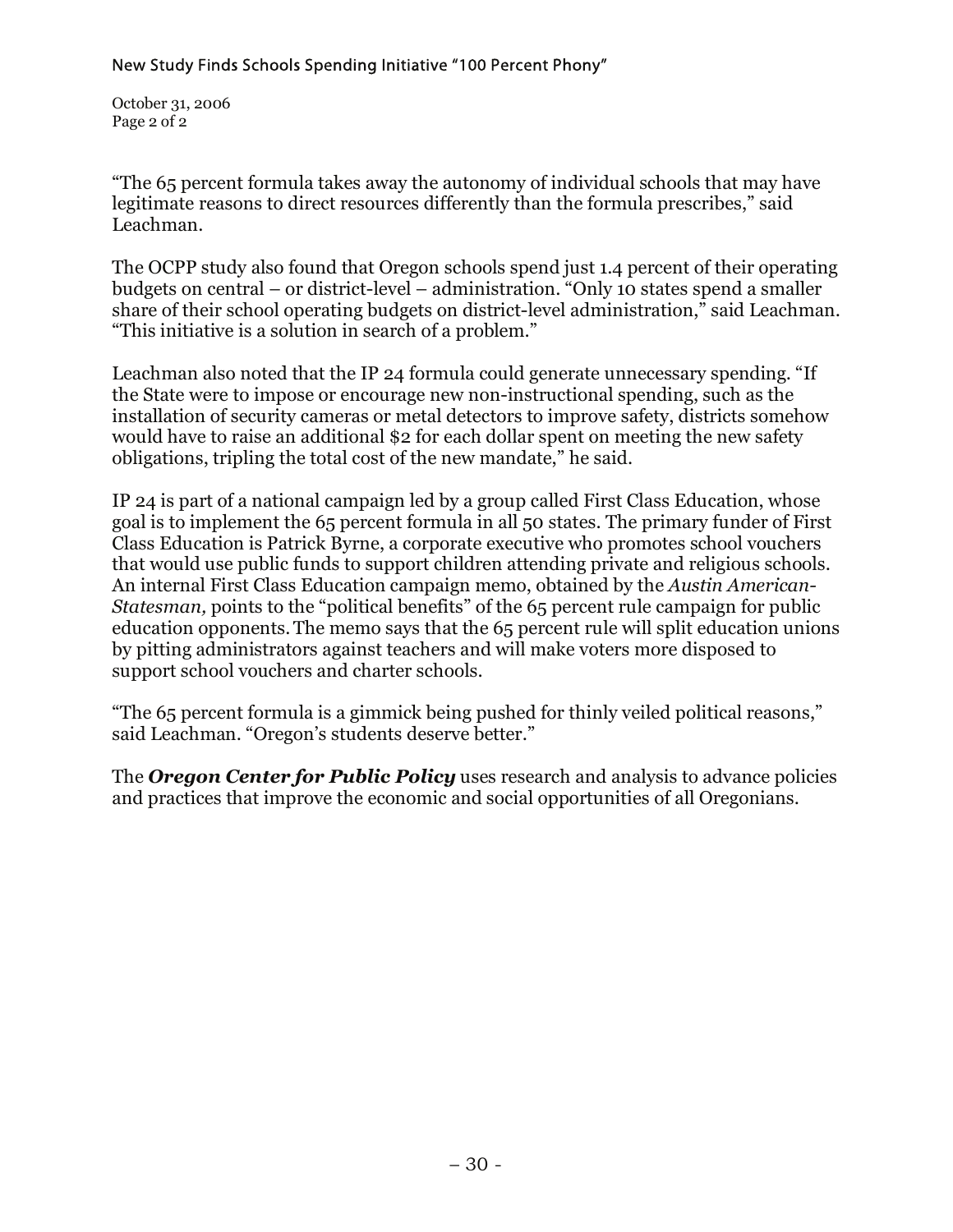"The 65 percent formula takes away the autonomy of individual schools that may have legitimate reasons to direct resources differently than the formula prescribes," said Leachman.

The OCPP study also found that Oregon schools spend just 1.4 percent of their operating budgets on central – or district-level – administration. "Only 10 states spend a smaller share of their school operating budgets on district-level administration," said Leachman. "This initiative is a solution in search of a problem."

Leachman also noted that the IP 24 formula could generate unnecessary spending. "If the State were to impose or encourage new non-instructional spending, such as the installation of security cameras or metal detectors to improve safety, districts somehow would have to raise an additional $2 for each dollar spent on meeting the new safety obligations, tripling the total cost of the new mandate," he said.

IP 24 is part of a national campaign led by a group called First Class Education, whose goal is to implement the 65 percent formula in all 50 states. The primary funder of First Class Education is Patrick Byrne, a corporate executive who promotes school vouchers that would use public funds to support children attending private and religious schools. An internal First Class Education campaign memo, obtained by the *Austin American-Statesman,* points to the "political benefits" of the 65 percent rule campaign for public education opponents. The memo says that the 65 percent rule will split education unions by pitting administrators against teachers and will make voters more disposed to support school vouchers and charter schools.

"The 65 percent formula is a gimmick being pushed for thinly veiled political reasons," said Leachman. "Oregon's students deserve better."

The ***Oregon Center for Public Policy*** uses research and analysis to advance policies and practices that improve the economic and social opportunities of all Oregonians.